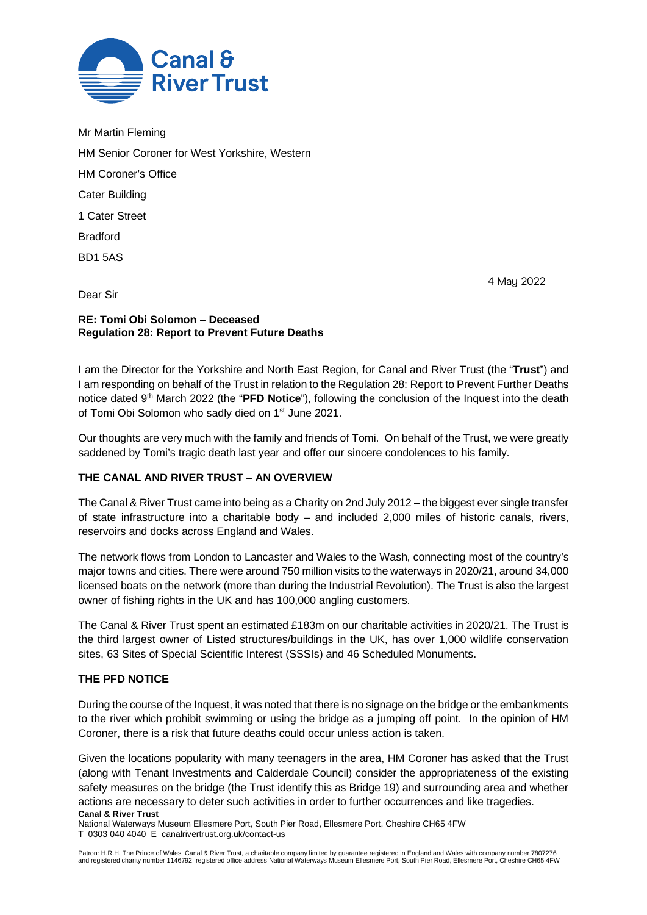Mr Martin Fleming

HM Senior Coroner for West Yorkshire, Western

HM Coroner's Office

Cater Building

1 Cater Street

Bradford

BD1 5AS

4 May 2022

Dear Sir

**RE: Tomi Obi Solomon – Deceased**
**Regulation 28: Report to Prevent Future Deaths**

I am the Director for the Yorkshire and North East Region, for Canal and River Trust (the "**Trust**") and I am responding on behalf of the Trust in relation to the Regulation 28: Report to Prevent Further Deaths notice dated 9th March 2022 (the "**PFD Notice**"), following the conclusion of the Inquest into the death of Tomi Obi Solomon who sadly died on 1st June 2021.

Our thoughts are very much with the family and friends of Tomi. On behalf of the Trust, we were greatly saddened by Tomi's tragic death last year and offer our sincere condolences to his family.

**THE CANAL AND RIVER TRUST – AN OVERVIEW**

The Canal & River Trust came into being as a Charity on 2nd July 2012 – the biggest ever single transfer of state infrastructure into a charitable body – and included 2,000 miles of historic canals, rivers, reservoirs and docks across England and Wales.

The network flows from London to Lancaster and Wales to the Wash, connecting most of the country's major towns and cities. There were around 750 million visits to the waterways in 2020/21, around 34,000 licensed boats on the network (more than during the Industrial Revolution). The Trust is also the largest owner of fishing rights in the UK and has 100,000 angling customers.

The Canal & River Trust spent an estimated £183m on our charitable activities in 2020/21. The Trust is the third largest owner of Listed structures/buildings in the UK, has over 1,000 wildlife conservation sites, 63 Sites of Special Scientific Interest (SSSIs) and 46 Scheduled Monuments.

**THE PFD NOTICE**

During the course of the Inquest, it was noted that there is no signage on the bridge or the embankments to the river which prohibit swimming or using the bridge as a jumping off point. In the opinion of HM Coroner, there is a risk that future deaths could occur unless action is taken.

Given the locations popularity with many teenagers in the area, HM Coroner has asked that the Trust (along with Tenant Investments and Calderdale Council) consider the appropriateness of the existing safety measures on the bridge (the Trust identify this as Bridge 19) and surrounding area and whether actions are necessary to deter such activities in order to further occurrences and like tragedies.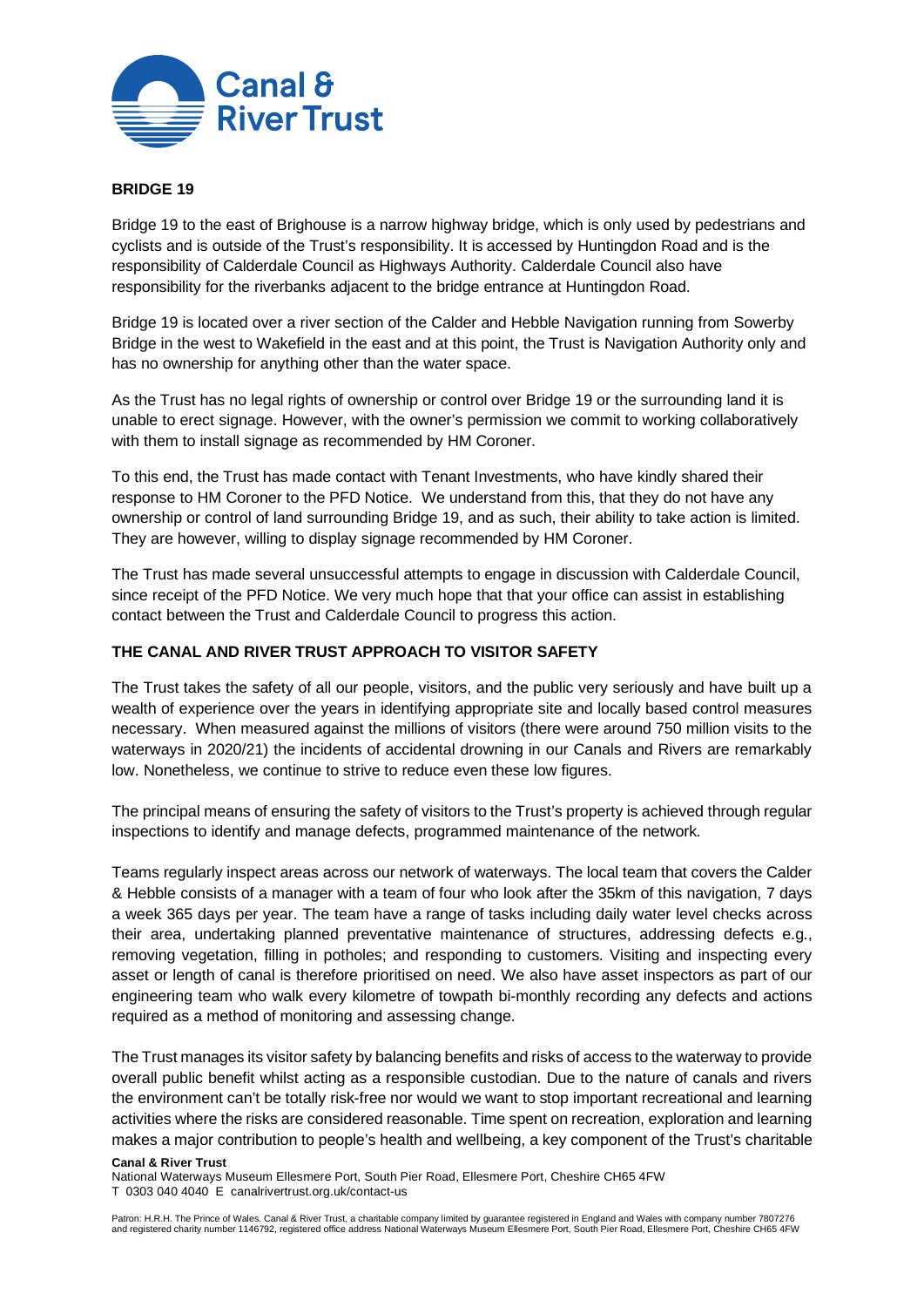## BRIDGE 19

Bridge 19 to the east of Brighouse is a narrow highway bridge, which is only used by pedestrians and cyclists and is outside of the Trust's responsibility. It is accessed by Huntingdon Road and is the responsibility of Calderdale Council as Highways Authority. Calderdale Council also have responsibility for the riverbanks adjacent to the bridge entrance at Huntingdon Road.

Bridge 19 is located over a river section of the Calder and Hebble Navigation running from Sowerby Bridge in the west to Wakefield in the east and at this point, the Trust is Navigation Authority only and has no ownership for anything other than the water space.

As the Trust has no legal rights of ownership or control over Bridge 19 or the surrounding land it is unable to erect signage. However, with the owner's permission we commit to working collaboratively with them to install signage as recommended by HM Coroner.

To this end, the Trust has made contact with Tenant Investments, who have kindly shared their response to HM Coroner to the PFD Notice. We understand from this, that they do not have any ownership or control of land surrounding Bridge 19, and as such, their ability to take action is limited. They are however, willing to display signage recommended by HM Coroner.

The Trust has made several unsuccessful attempts to engage in discussion with Calderdale Council, since receipt of the PFD Notice. We very much hope that that your office can assist in establishing contact between the Trust and Calderdale Council to progress this action.

## THE CANAL AND RIVER TRUST APPROACH TO VISITOR SAFETY

The Trust takes the safety of all our people, visitors, and the public very seriously and have built up a wealth of experience over the years in identifying appropriate site and locally based control measures necessary. When measured against the millions of visitors (there were around 750 million visits to the waterways in 2020/21) the incidents of accidental drowning in our Canals and Rivers are remarkably low. Nonetheless, we continue to strive to reduce even these low figures.

The principal means of ensuring the safety of visitors to the Trust's property is achieved through regular inspections to identify and manage defects, programmed maintenance of the network.

Teams regularly inspect areas across our network of waterways. The local team that covers the Calder & Hebble consists of a manager with a team of four who look after the 35km of this navigation, 7 days a week 365 days per year. The team have a range of tasks including daily water level checks across their area, undertaking planned preventative maintenance of structures, addressing defects e.g., removing vegetation, filling in potholes; and responding to customers. Visiting and inspecting every asset or length of canal is therefore prioritised on need. We also have asset inspectors as part of our engineering team who walk every kilometre of towpath bi-monthly recording any defects and actions required as a method of monitoring and assessing change.

The Trust manages its visitor safety by balancing benefits and risks of access to the waterway to provide overall public benefit whilst acting as a responsible custodian. Due to the nature of canals and rivers the environment can't be totally risk-free nor would we want to stop important recreational and learning activities where the risks are considered reasonable. Time spent on recreation, exploration and learning makes a major contribution to people's health and wellbeing, a key component of the Trust's charitable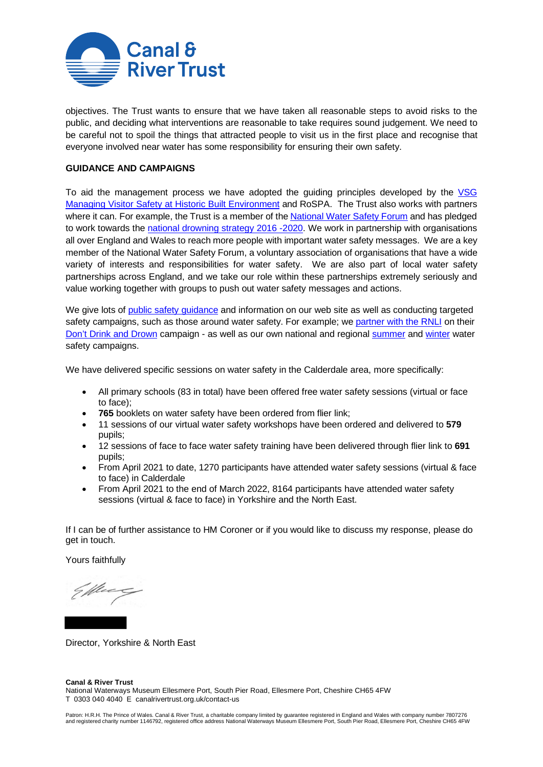objectives. The Trust wants to ensure that we have taken all reasonable steps to avoid risks to the public, and deciding what interventions are reasonable to take requires sound judgement. We need to be careful not to spoil the things that attracted people to visit us in the first place and recognise that everyone involved near water has some responsibility for ensuring their own safety.

**GUIDANCE AND CAMPAIGNS**

To aid the management process we have adopted the guiding principles developed by the VSG Managing Visitor Safety at Historic Built Environment and RoSPA. The Trust also works with partners where it can. For example, the Trust is a member of the National Water Safety Forum and has pledged to work towards the national drowning strategy 2016 -2020. We work in partnership with organisations all over England and Wales to reach more people with important water safety messages. We are a key member of the National Water Safety Forum, a voluntary association of organisations that have a wide variety of interests and responsibilities for water safety. We are also part of local water safety partnerships across England, and we take our role within these partnerships extremely seriously and value working together with groups to push out water safety messages and actions.

We give lots of public safety guidance and information on our web site as well as conducting targeted safety campaigns, such as those around water safety. For example; we partner with the RNLI on their Don't Drink and Drown campaign - as well as our own national and regional summer and winter water safety campaigns.

We have delivered specific sessions on water safety in the Calderdale area, more specifically:

- All primary schools (83 in total) have been offered free water safety sessions (virtual or face to face);
- **765** booklets on water safety have been ordered from flier link;
- 11 sessions of our virtual water safety workshops have been ordered and delivered to **579** pupils;
- 12 sessions of face to face water safety training have been delivered through flier link to **691** pupils;
- From April 2021 to date, 1270 participants have attended water safety sessions (virtual & face to face) in Calderdale
- From April 2021 to the end of March 2022, 8164 participants have attended water safety sessions (virtual & face to face) in Yorkshire and the North East.

If I can be of further assistance to HM Coroner or if you would like to discuss my response, please do get in touch.

Yours faithfully

Director, Yorkshire & North East

**Canal & River Trust**
National Waterways Museum Ellesmere Port, South Pier Road, Ellesmere Port, Cheshire CH65 4FW
T 0303 040 4040 E canalrivertrust.org.uk/contact-us

Patron: H.R.H. The Prince of Wales. Canal & River Trust, a charitable company limited by guarantee registered in England and Wales with company number 7807276 and registered charity number 1146792, registered office address National Waterways Museum Ellesmere Port, South Pier Road, Ellesmere Port, Cheshire CH65 4FW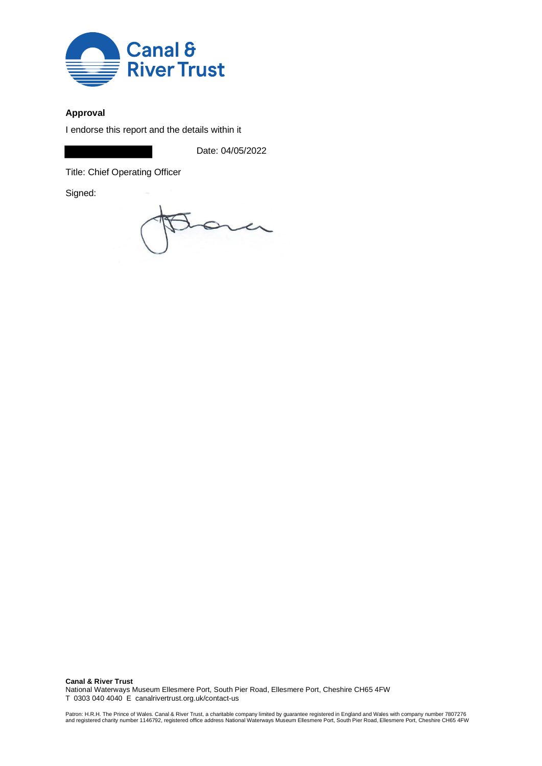Canal & River Trust

**Approval**

I endorse this report and the details within it

Date: 04/05/2022

Title: Chief Operating Officer

Signed:

**Canal & River Trust**
National Waterways Museum Ellesmere Port, South Pier Road, Ellesmere Port, Cheshire CH65 4FW
T 0303 040 4040 E canalrivertrust.org.uk/contact-us

Patron: H.R.H. The Prince of Wales. Canal & River Trust, a charitable company limited by guarantee registered in England and Wales with company number 7807276 and registered charity number 1146792, registered office address National Waterways Museum Ellesmere Port, South Pier Road, Ellesmere Port, Cheshire CH65 4FW